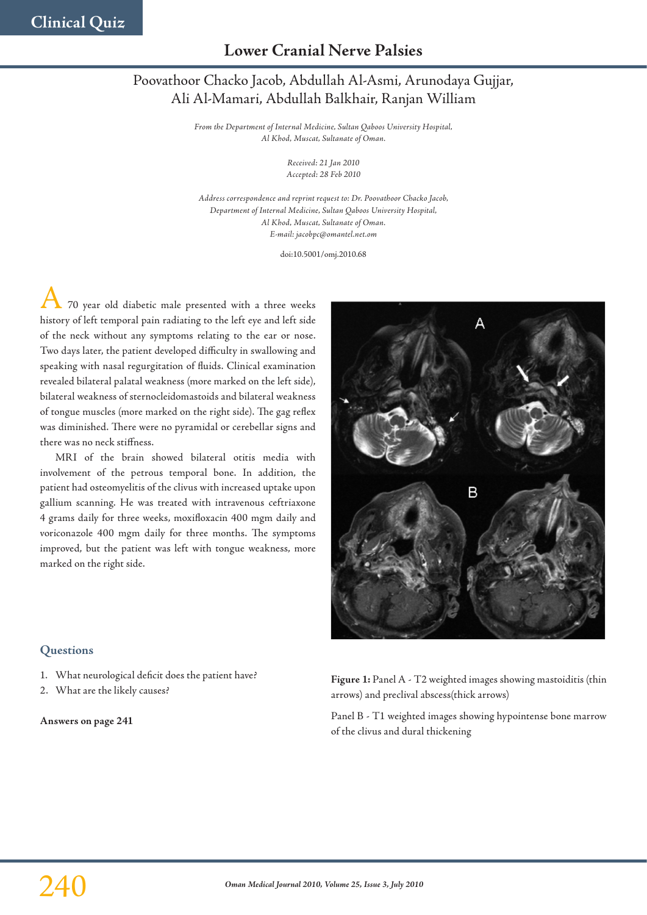Clinical Quiz

# Lower Cranial Nerve Palsies

Poovathoor Chacko Jacob, Abdullah Al-Asmi, Arunodaya Gujjar, Ali Al-Mamari, Abdullah Balkhair, Ranjan William

*From the Department of Internal Medicine, Sultan Qaboos University Hospital, Al Khod, Muscat, Sultanate of Oman.*

*Received: 21 Jan 2010*
*Accepted: 28 Feb 2010*

*Address correspondence and reprint request to: Dr. Poovathoor Chacko Jacob, Department of Internal Medicine, Sultan Qaboos University Hospital, Al Khod, Muscat, Sultanate of Oman.*
*E-mail: jacobpc@omantel.net.om*

doi:10.5001/omj.2010.68

A 70 year old diabetic male presented with a three weeks history of left temporal pain radiating to the left eye and left side of the neck without any symptoms relating to the ear or nose. Two days later, the patient developed difficulty in swallowing and speaking with nasal regurgitation of fluids. Clinical examination revealed bilateral palatal weakness (more marked on the left side), bilateral weakness of sternocleidomastoids and bilateral weakness of tongue muscles (more marked on the right side). The gag reflex was diminished. There were no pyramidal or cerebellar signs and there was no neck stiffness.

MRI of the brain showed bilateral otitis media with involvement of the petrous temporal bone. In addition, the patient had osteomyelitis of the clivus with increased uptake upon gallium scanning. He was treated with intravenous ceftriaxone 4 grams daily for three weeks, moxifloxacin 400 mgm daily and voriconazole 400 mgm daily for three months. The symptoms improved, but the patient was left with tongue weakness, more marked on the right side.

**Figure 1:** Panel A - T2 weighted images showing mastoiditis (thin arrows) and preclival abscess(thick arrows)

Panel B - T1 weighted images showing hypointense bone marrow of the clivus and dural thickening

## Questions

1. What neurological deficit does the patient have?
2. What are the likely causes?

**Answers on page 241**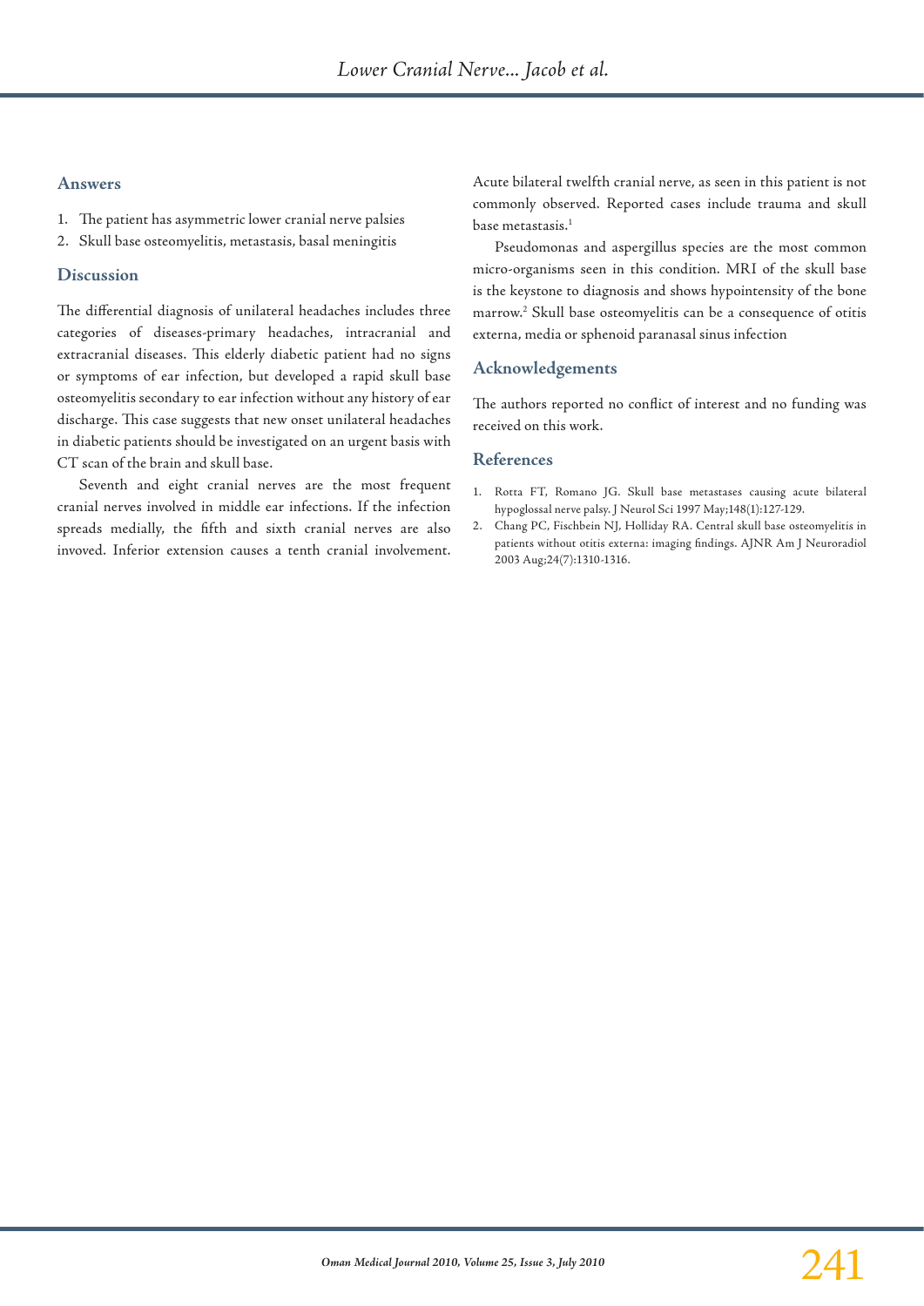## Answers

1. The patient has asymmetric lower cranial nerve palsies
2. Skull base osteomyelitis, metastasis, basal meningitis

## Discussion

The differential diagnosis of unilateral headaches includes three categories of diseases-primary headaches, intracranial and extracranial diseases. This elderly diabetic patient had no signs or symptoms of ear infection, but developed a rapid skull base osteomyelitis secondary to ear infection without any history of ear discharge. This case suggests that new onset unilateral headaches in diabetic patients should be investigated on an urgent basis with CT scan of the brain and skull base.

Seventh and eight cranial nerves are the most frequent cranial nerves involved in middle ear infections. If the infection spreads medially, the fifth and sixth cranial nerves are also invoved. Inferior extension causes a tenth cranial involvement. Acute bilateral twelfth cranial nerve, as seen in this patient is not commonly observed. Reported cases include trauma and skull base metastasis.[1]

Pseudomonas and aspergillus species are the most common micro-organisms seen in this condition. MRI of the skull base is the keystone to diagnosis and shows hypointensity of the bone marrow.[2] Skull base osteomyelitis can be a consequence of otitis externa, media or sphenoid paranasal sinus infection

## Acknowledgements

The authors reported no conflict of interest and no funding was received on this work.

## References

1. Rotta FT, Romano JG. Skull base metastases causing acute bilateral hypoglossal nerve palsy. J Neurol Sci 1997 May;148(1):127-129.
2. Chang PC, Fischbein NJ, Holliday RA. Central skull base osteomyelitis in patients without otitis externa: imaging findings. AJNR Am J Neuroradiol 2003 Aug;24(7):1310-1316.